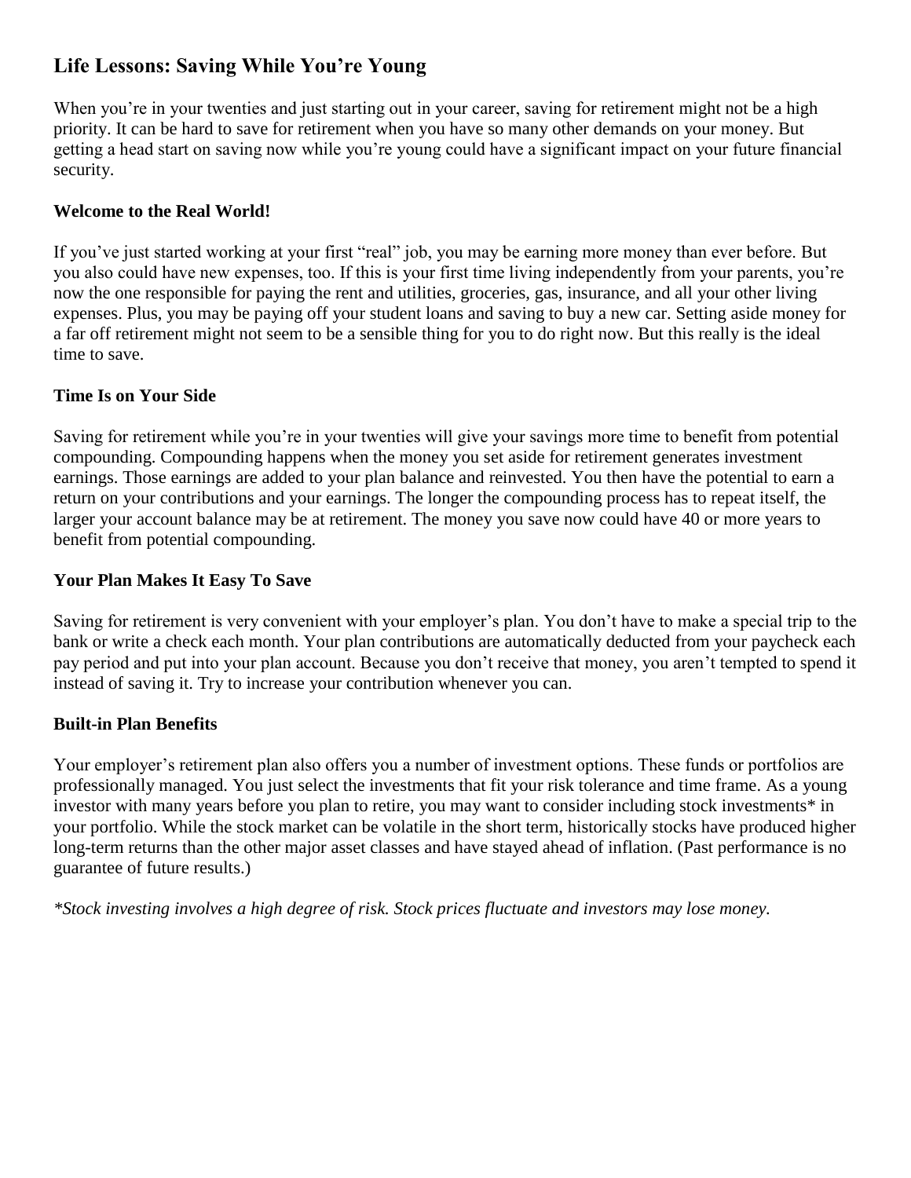# Life Lessons: Saving While You're Young

When you're in your twenties and just starting out in your career, saving for retirement might not be a high priority. It can be hard to save for retirement when you have so many other demands on your money. But getting a head start on saving now while you're young could have a significant impact on your future financial security.

## Welcome to the Real World!

If you've just started working at your first "real" job, you may be earning more money than ever before. But you also could have new expenses, too. If this is your first time living independently from your parents, you're now the one responsible for paying the rent and utilities, groceries, gas, insurance, and all your other living expenses. Plus, you may be paying off your student loans and saving to buy a new car. Setting aside money for a far off retirement might not seem to be a sensible thing for you to do right now. But this really is the ideal time to save.

## Time Is on Your Side

Saving for retirement while you're in your twenties will give your savings more time to benefit from potential compounding. Compounding happens when the money you set aside for retirement generates investment earnings. Those earnings are added to your plan balance and reinvested. You then have the potential to earn a return on your contributions and your earnings. The longer the compounding process has to repeat itself, the larger your account balance may be at retirement. The money you save now could have 40 or more years to benefit from potential compounding.

## Your Plan Makes It Easy To Save

Saving for retirement is very convenient with your employer's plan. You don't have to make a special trip to the bank or write a check each month. Your plan contributions are automatically deducted from your paycheck each pay period and put into your plan account. Because you don't receive that money, you aren't tempted to spend it instead of saving it. Try to increase your contribution whenever you can.

## Built-in Plan Benefits

Your employer's retirement plan also offers you a number of investment options. These funds or portfolios are professionally managed. You just select the investments that fit your risk tolerance and time frame. As a young investor with many years before you plan to retire, you may want to consider including stock investments* in your portfolio. While the stock market can be volatile in the short term, historically stocks have produced higher long-term returns than the other major asset classes and have stayed ahead of inflation. (Past performance is no guarantee of future results.)

*\*Stock investing involves a high degree of risk. Stock prices fluctuate and investors may lose money.*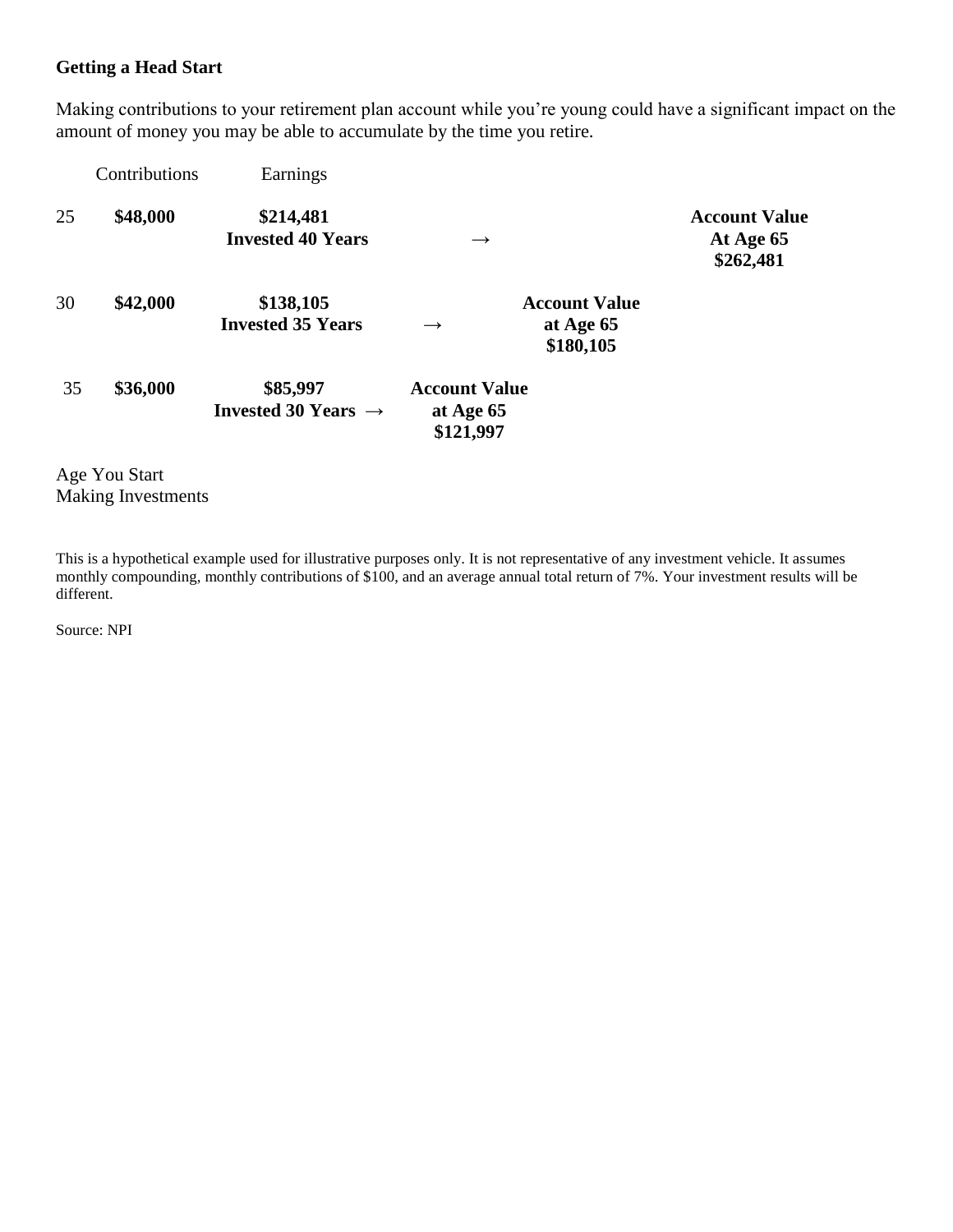**Getting a Head Start**

Making contributions to your retirement plan account while you're young could have a significant impact on the amount of money you may be able to accumulate by the time you retire.

| Age You Start Making Investments | Contributions | Earnings | | Account Value |
|---|---|---|---|---|
| 25 | **$48,000** | **$214,481 Invested 40 Years** | → | **Account Value At Age 65 $262,481** |
| 30 | **$42,000** | **$138,105 Invested 35 Years** | → | **Account Value at Age 65 $180,105** |
| 35 | **$36,000** | **$85,997 Invested 30 Years** | → | **Account Value at Age 65 $121,997** |

This is a hypothetical example used for illustrative purposes only. It is not representative of any investment vehicle. It assumes monthly compounding, monthly contributions of $100, and an average annual total return of 7%. Your investment results will be different.

Source: NPI